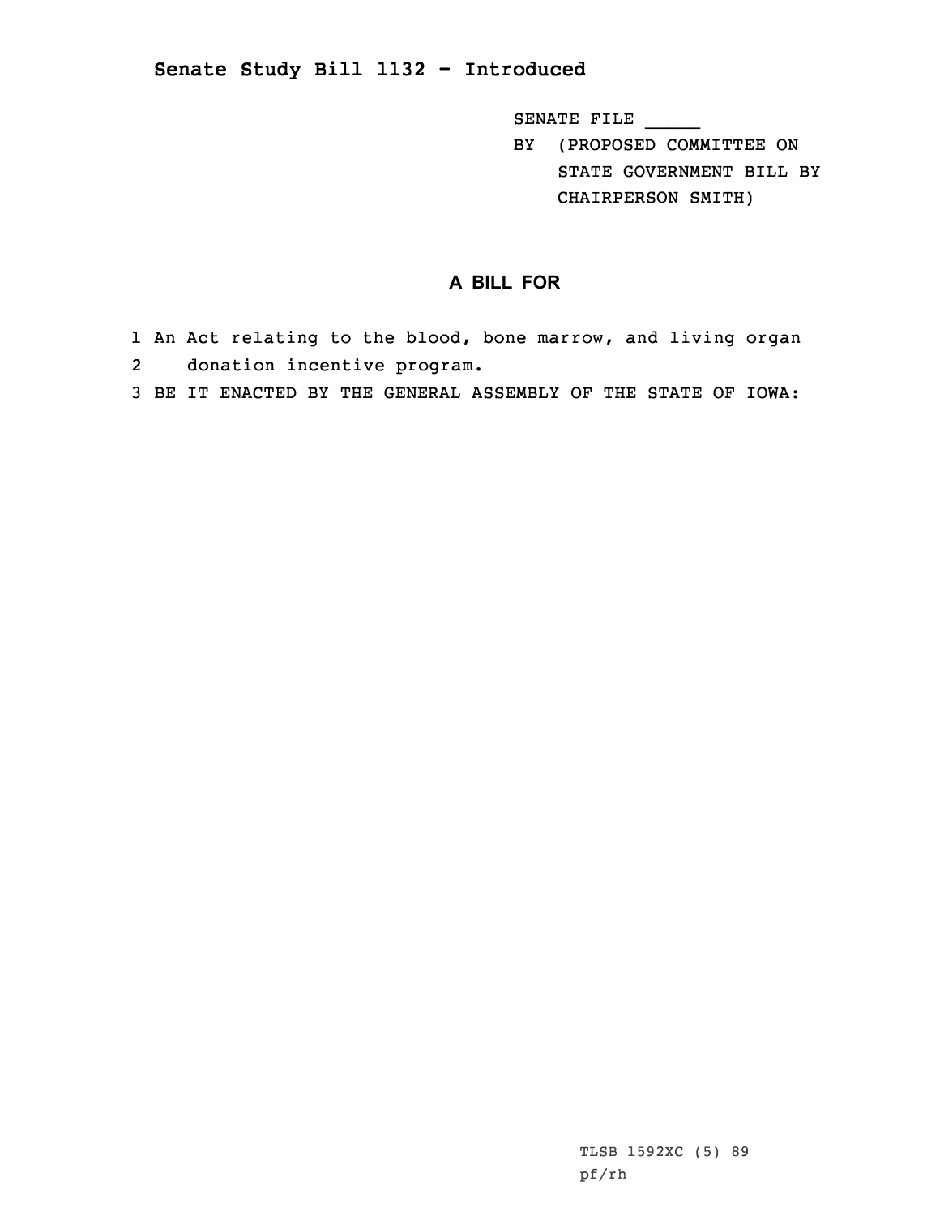## Senate Study Bill 1132 - Introduced

SENATE FILE _____

BY (PROPOSED COMMITTEE ON STATE GOVERNMENT BILL BY CHAIRPERSON SMITH)

### A BILL FOR

1 An Act relating to the blood, bone marrow, and living organ
2 donation incentive program.
3 BE IT ENACTED BY THE GENERAL ASSEMBLY OF THE STATE OF IOWA:

TLSB 1592XC (5) 89
pf/rh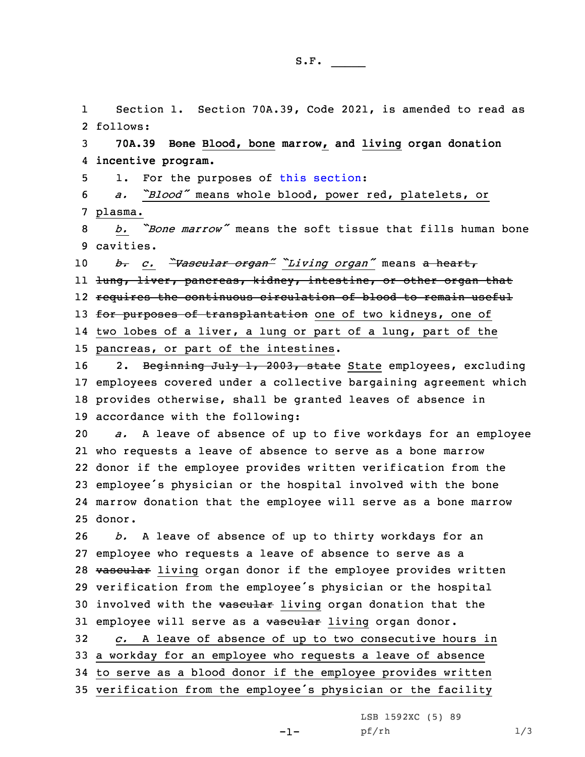S.F. _____

1 Section 1. Section 70A.39, Code 2021, is amended to read as
2 follows:

3 **70A.39 ~~Bone~~ Blood, bone marrow, and living organ donation**
4 **incentive program.**

5 1. For the purposes of this section:

6 *a.* *"Blood"* means whole blood, power red, platelets, or
7 plasma.

8 *b.* *"Bone marrow"* means the soft tissue that fills human bone
9 cavities.

10 ~~*b.*~~ *c.* ~~*"Vascular organ"*~~ *"Living organ"* means ~~a heart,~~
11 ~~lung, liver, pancreas, kidney, intestine, or other organ that~~
12 ~~requires the continuous circulation of blood to remain useful~~
13 ~~for purposes of transplantation~~ one of two kidneys, one of
14 two lobes of a liver, a lung or part of a lung, part of the
15 pancreas, or part of the intestines.

16 2. ~~Beginning July 1, 2003, state~~ State employees, excluding
17 employees covered under a collective bargaining agreement which
18 provides otherwise, shall be granted leaves of absence in
19 accordance with the following:

20 *a.* A leave of absence of up to five workdays for an employee
21 who requests a leave of absence to serve as a bone marrow
22 donor if the employee provides written verification from the
23 employee's physician or the hospital involved with the bone
24 marrow donation that the employee will serve as a bone marrow
25 donor.

26 *b.* A leave of absence of up to thirty workdays for an
27 employee who requests a leave of absence to serve as a
28 ~~vascular~~ living organ donor if the employee provides written
29 verification from the employee's physician or the hospital
30 involved with the ~~vascular~~ living organ donation that the
31 employee will serve as a ~~vascular~~ living organ donor.

32 *c.* A leave of absence of up to two consecutive hours in
33 a workday for an employee who requests a leave of absence
34 to serve as a blood donor if the employee provides written
35 verification from the employee's physician or the facility

LSB 1592XC (5) 89
pf/rh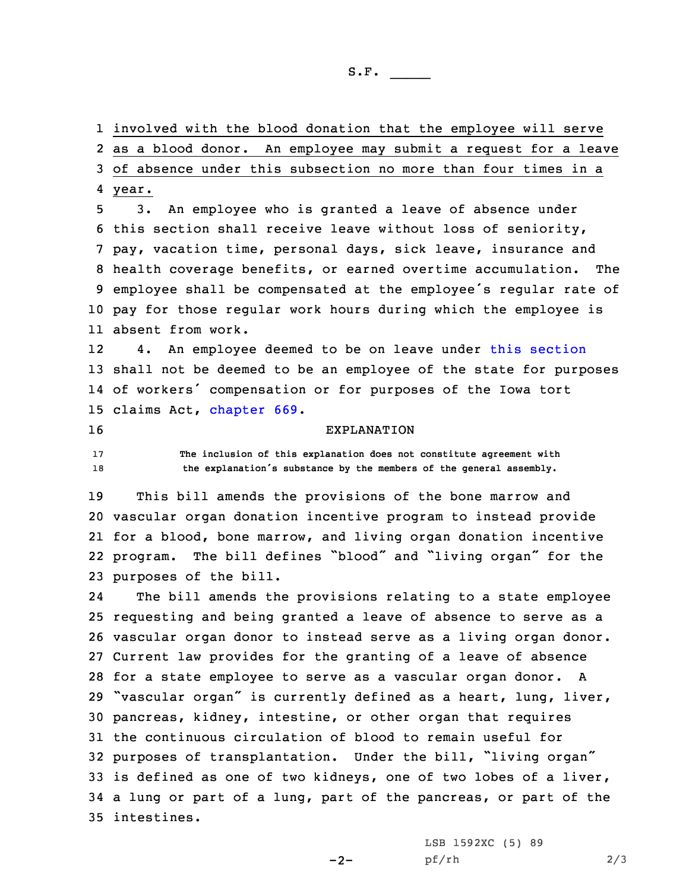involved with the blood donation that the employee will serve as a blood donor. An employee may submit a request for a leave of absence under this subsection no more than four times in a year.

3. An employee who is granted a leave of absence under this section shall receive leave without loss of seniority, pay, vacation time, personal days, sick leave, insurance and health coverage benefits, or earned overtime accumulation. The employee shall be compensated at the employee's regular rate of pay for those regular work hours during which the employee is absent from work.

4. An employee deemed to be on leave under this section shall not be deemed to be an employee of the state for purposes of workers' compensation or for purposes of the Iowa tort claims Act, chapter 669.

EXPLANATION

The inclusion of this explanation does not constitute agreement with the explanation's substance by the members of the general assembly.

This bill amends the provisions of the bone marrow and vascular organ donation incentive program to instead provide for a blood, bone marrow, and living organ donation incentive program. The bill defines "blood" and "living organ" for the purposes of the bill.

The bill amends the provisions relating to a state employee requesting and being granted a leave of absence to serve as a vascular organ donor to instead serve as a living organ donor. Current law provides for the granting of a leave of absence for a state employee to serve as a vascular organ donor. A "vascular organ" is currently defined as a heart, lung, liver, pancreas, kidney, intestine, or other organ that requires the continuous circulation of blood to remain useful for purposes of transplantation. Under the bill, "living organ" is defined as one of two kidneys, one of two lobes of a liver, a lung or part of a lung, part of the pancreas, or part of the intestines.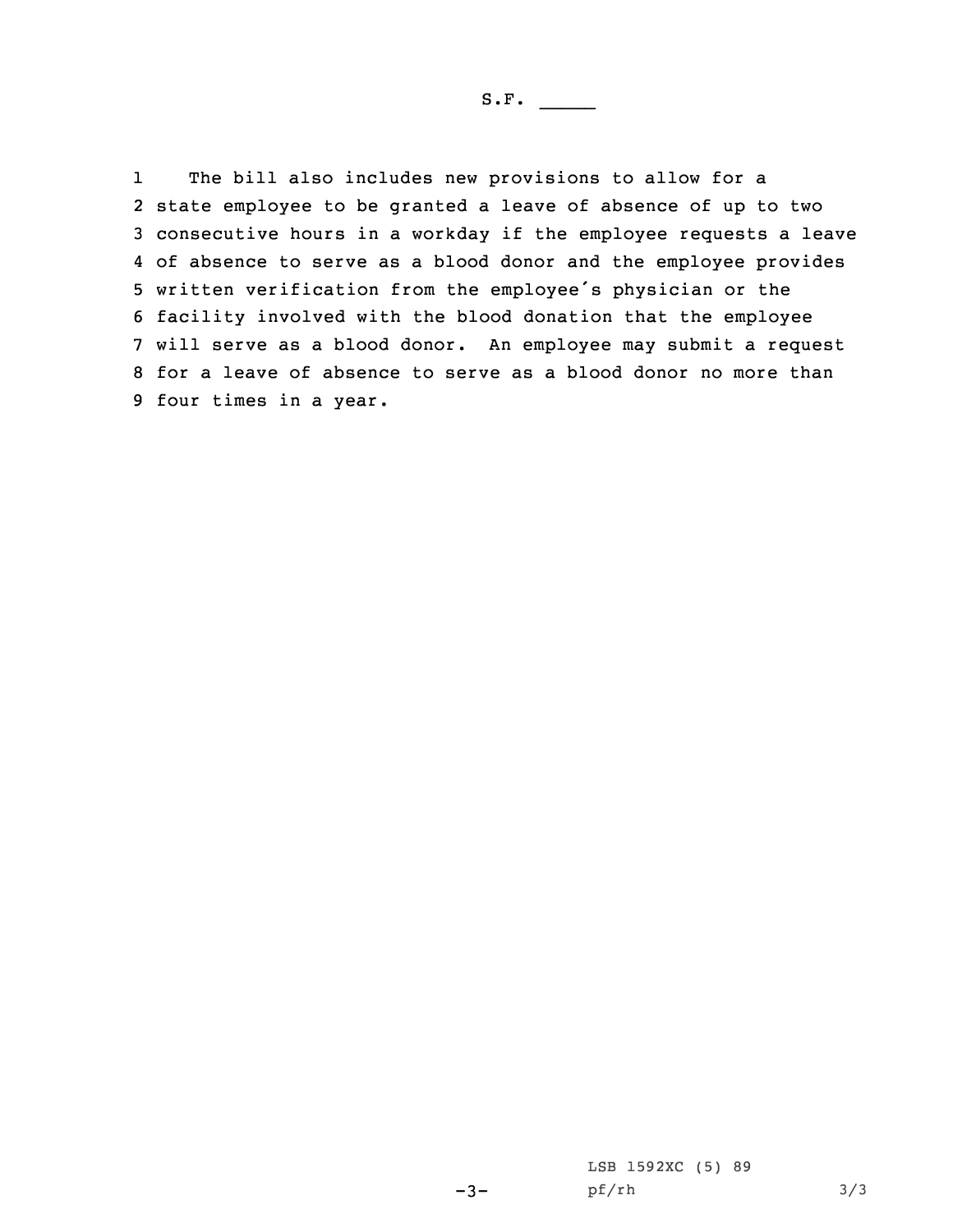The bill also includes new provisions to allow for a state employee to be granted a leave of absence of up to two consecutive hours in a workday if the employee requests a leave of absence to serve as a blood donor and the employee provides written verification from the employee's physician or the facility involved with the blood donation that the employee will serve as a blood donor. An employee may submit a request for a leave of absence to serve as a blood donor no more than four times in a year.